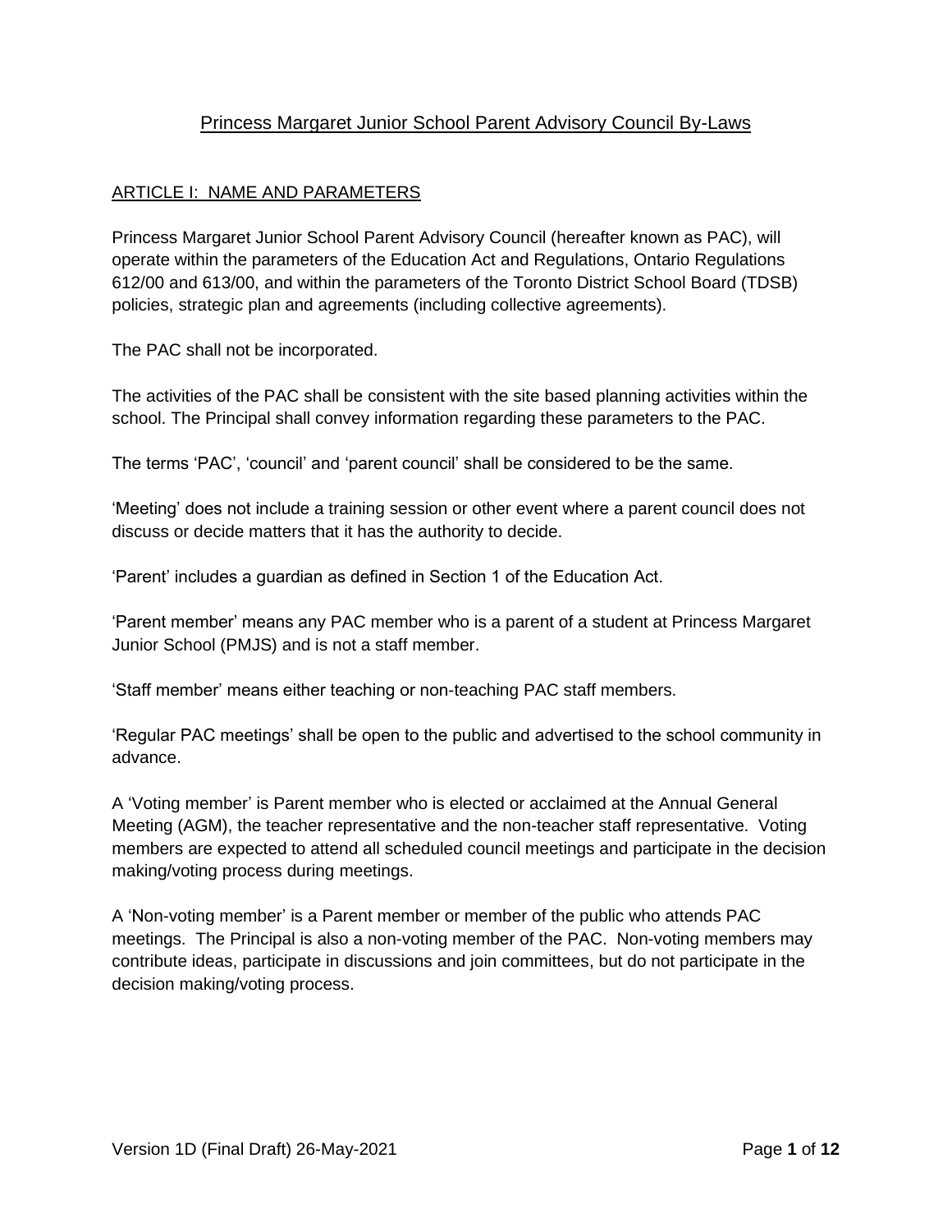# Princess Margaret Junior School Parent Advisory Council By-Laws

## ARTICLE I: NAME AND PARAMETERS

Princess Margaret Junior School Parent Advisory Council (hereafter known as PAC), will operate within the parameters of the Education Act and Regulations, Ontario Regulations 612/00 and 613/00, and within the parameters of the Toronto District School Board (TDSB) policies, strategic plan and agreements (including collective agreements).

The PAC shall not be incorporated.

The activities of the PAC shall be consistent with the site based planning activities within the school. The Principal shall convey information regarding these parameters to the PAC.

The terms 'PAC', 'council' and 'parent council' shall be considered to be the same.

'Meeting' does not include a training session or other event where a parent council does not discuss or decide matters that it has the authority to decide.

'Parent' includes a guardian as defined in Section 1 of the Education Act.

'Parent member' means any PAC member who is a parent of a student at Princess Margaret Junior School (PMJS) and is not a staff member.

'Staff member' means either teaching or non-teaching PAC staff members.

'Regular PAC meetings' shall be open to the public and advertised to the school community in advance.

A 'Voting member' is Parent member who is elected or acclaimed at the Annual General Meeting (AGM), the teacher representative and the non-teacher staff representative. Voting members are expected to attend all scheduled council meetings and participate in the decision making/voting process during meetings.

A 'Non-voting member' is a Parent member or member of the public who attends PAC meetings. The Principal is also a non-voting member of the PAC. Non-voting members may contribute ideas, participate in discussions and join committees, but do not participate in the decision making/voting process.

Version 1D (Final Draft) 26-May-2021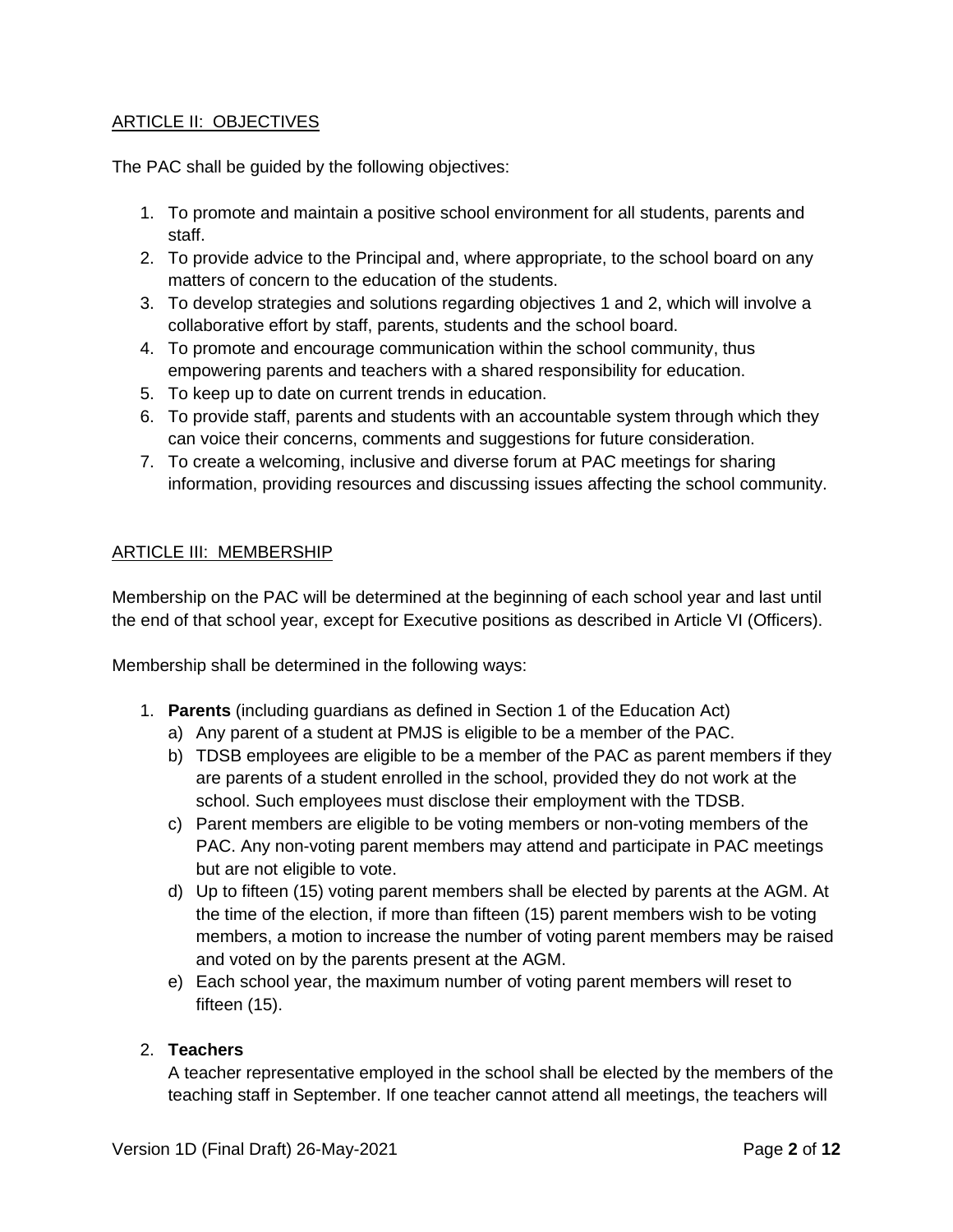## ARTICLE II: OBJECTIVES

The PAC shall be guided by the following objectives:

1. To promote and maintain a positive school environment for all students, parents and staff.
2. To provide advice to the Principal and, where appropriate, to the school board on any matters of concern to the education of the students.
3. To develop strategies and solutions regarding objectives 1 and 2, which will involve a collaborative effort by staff, parents, students and the school board.
4. To promote and encourage communication within the school community, thus empowering parents and teachers with a shared responsibility for education.
5. To keep up to date on current trends in education.
6. To provide staff, parents and students with an accountable system through which they can voice their concerns, comments and suggestions for future consideration.
7. To create a welcoming, inclusive and diverse forum at PAC meetings for sharing information, providing resources and discussing issues affecting the school community.

## ARTICLE III: MEMBERSHIP

Membership on the PAC will be determined at the beginning of each school year and last until the end of that school year, except for Executive positions as described in Article VI (Officers).

Membership shall be determined in the following ways:

1. **Parents** (including guardians as defined in Section 1 of the Education Act)
   a) Any parent of a student at PMJS is eligible to be a member of the PAC.
   b) TDSB employees are eligible to be a member of the PAC as parent members if they are parents of a student enrolled in the school, provided they do not work at the school. Such employees must disclose their employment with the TDSB.
   c) Parent members are eligible to be voting members or non-voting members of the PAC. Any non-voting parent members may attend and participate in PAC meetings but are not eligible to vote.
   d) Up to fifteen (15) voting parent members shall be elected by parents at the AGM. At the time of the election, if more than fifteen (15) parent members wish to be voting members, a motion to increase the number of voting parent members may be raised and voted on by the parents present at the AGM.
   e) Each school year, the maximum number of voting parent members will reset to fifteen (15).

2. **Teachers**
   A teacher representative employed in the school shall be elected by the members of the teaching staff in September. If one teacher cannot attend all meetings, the teachers will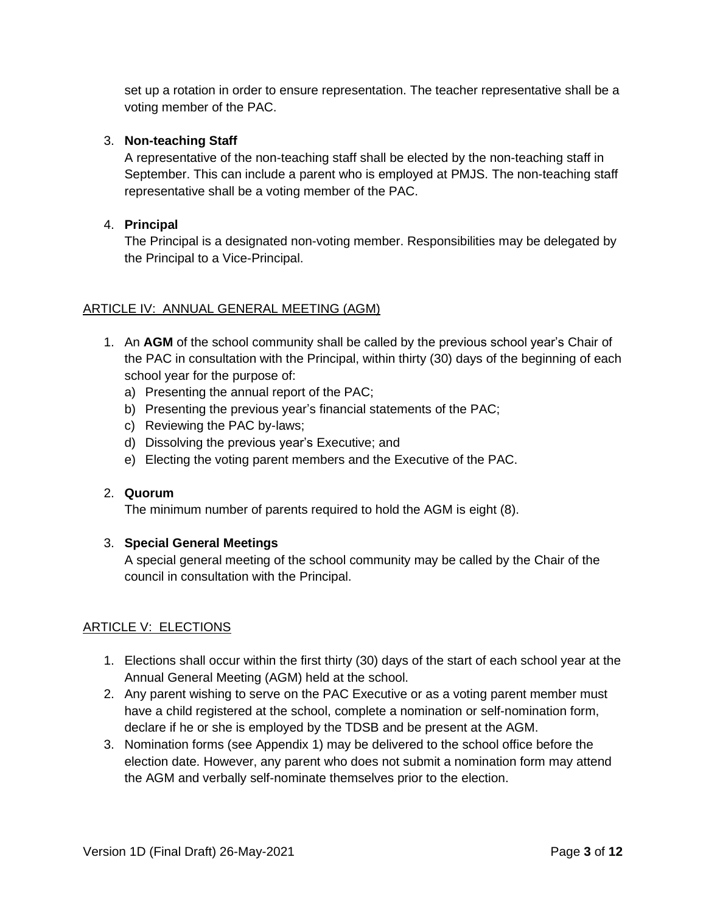set up a rotation in order to ensure representation. The teacher representative shall be a voting member of the PAC.

3. **Non-teaching Staff**
   A representative of the non-teaching staff shall be elected by the non-teaching staff in September. This can include a parent who is employed at PMJS. The non-teaching staff representative shall be a voting member of the PAC.

4. **Principal**
   The Principal is a designated non-voting member. Responsibilities may be delegated by the Principal to a Vice-Principal.

## ARTICLE IV: ANNUAL GENERAL MEETING (AGM)

1. An **AGM** of the school community shall be called by the previous school year's Chair of the PAC in consultation with the Principal, within thirty (30) days of the beginning of each school year for the purpose of:
   a) Presenting the annual report of the PAC;
   b) Presenting the previous year's financial statements of the PAC;
   c) Reviewing the PAC by-laws;
   d) Dissolving the previous year's Executive; and
   e) Electing the voting parent members and the Executive of the PAC.

2. **Quorum**
   The minimum number of parents required to hold the AGM is eight (8).

3. **Special General Meetings**
   A special general meeting of the school community may be called by the Chair of the council in consultation with the Principal.

## ARTICLE V: ELECTIONS

1. Elections shall occur within the first thirty (30) days of the start of each school year at the Annual General Meeting (AGM) held at the school.
2. Any parent wishing to serve on the PAC Executive or as a voting parent member must have a child registered at the school, complete a nomination or self-nomination form, declare if he or she is employed by the TDSB and be present at the AGM.
3. Nomination forms (see Appendix 1) may be delivered to the school office before the election date. However, any parent who does not submit a nomination form may attend the AGM and verbally self-nominate themselves prior to the election.

Version 1D (Final Draft) 26-May-2021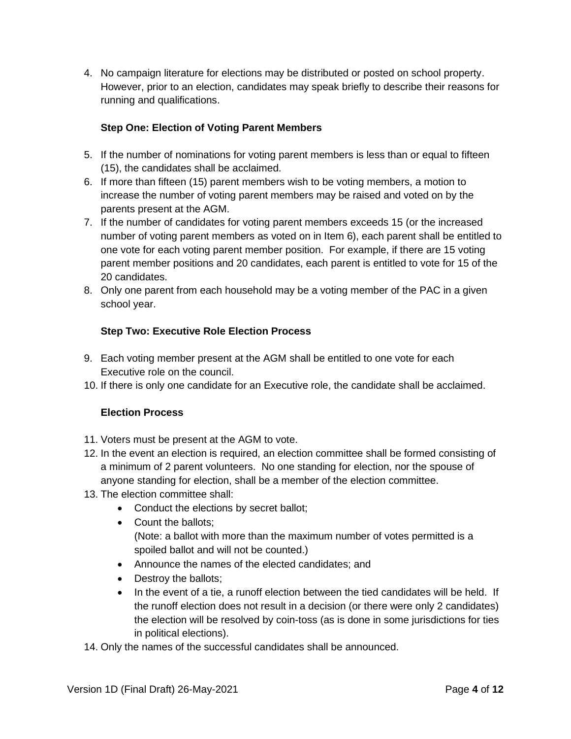4. No campaign literature for elections may be distributed or posted on school property. However, prior to an election, candidates may speak briefly to describe their reasons for running and qualifications.

**Step One: Election of Voting Parent Members**

5. If the number of nominations for voting parent members is less than or equal to fifteen (15), the candidates shall be acclaimed.
6. If more than fifteen (15) parent members wish to be voting members, a motion to increase the number of voting parent members may be raised and voted on by the parents present at the AGM.
7. If the number of candidates for voting parent members exceeds 15 (or the increased number of voting parent members as voted on in Item 6), each parent shall be entitled to one vote for each voting parent member position. For example, if there are 15 voting parent member positions and 20 candidates, each parent is entitled to vote for 15 of the 20 candidates.
8. Only one parent from each household may be a voting member of the PAC in a given school year.

**Step Two: Executive Role Election Process**

9. Each voting member present at the AGM shall be entitled to one vote for each Executive role on the council.
10. If there is only one candidate for an Executive role, the candidate shall be acclaimed.

**Election Process**

11. Voters must be present at the AGM to vote.
12. In the event an election is required, an election committee shall be formed consisting of a minimum of 2 parent volunteers. No one standing for election, nor the spouse of anyone standing for election, shall be a member of the election committee.
13. The election committee shall:
    - Conduct the elections by secret ballot;
    - Count the ballots;
      (Note: a ballot with more than the maximum number of votes permitted is a spoiled ballot and will not be counted.)
    - Announce the names of the elected candidates; and
    - Destroy the ballots;
    - In the event of a tie, a runoff election between the tied candidates will be held. If the runoff election does not result in a decision (or there were only 2 candidates) the election will be resolved by coin-toss (as is done in some jurisdictions for ties in political elections).
14. Only the names of the successful candidates shall be announced.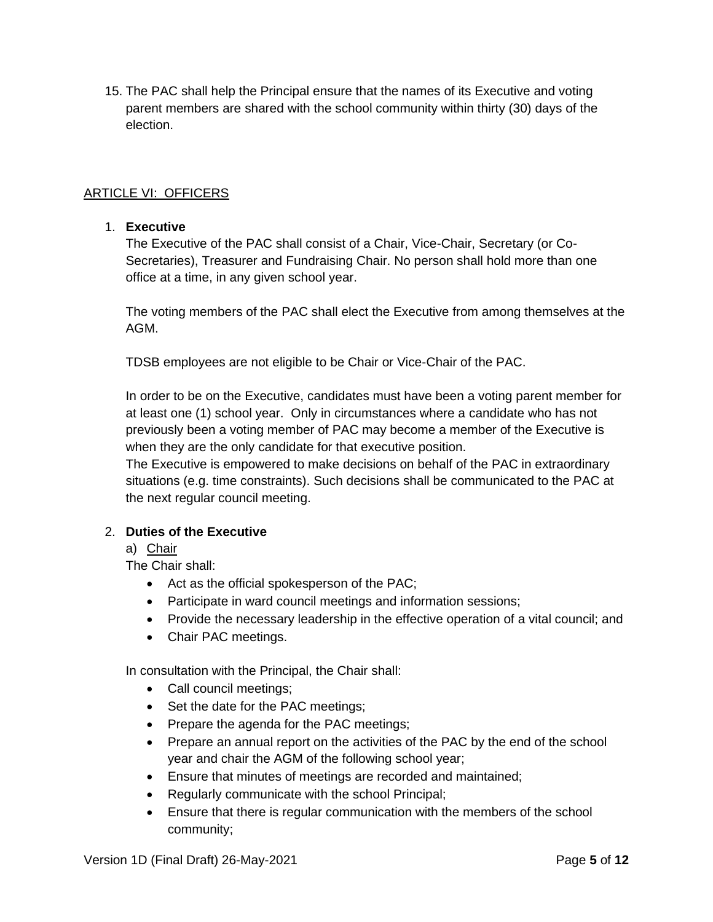15. The PAC shall help the Principal ensure that the names of its Executive and voting parent members are shared with the school community within thirty (30) days of the election.

## ARTICLE VI: OFFICERS

1. **Executive**

   The Executive of the PAC shall consist of a Chair, Vice-Chair, Secretary (or Co-Secretaries), Treasurer and Fundraising Chair. No person shall hold more than one office at a time, in any given school year.

   The voting members of the PAC shall elect the Executive from among themselves at the AGM.

   TDSB employees are not eligible to be Chair or Vice-Chair of the PAC.

   In order to be on the Executive, candidates must have been a voting parent member for at least one (1) school year. Only in circumstances where a candidate who has not previously been a voting member of PAC may become a member of the Executive is when they are the only candidate for that executive position.
   The Executive is empowered to make decisions on behalf of the PAC in extraordinary situations (e.g. time constraints). Such decisions shall be communicated to the PAC at the next regular council meeting.

2. **Duties of the Executive**

   a) Chair

   The Chair shall:

   - Act as the official spokesperson of the PAC;
   - Participate in ward council meetings and information sessions;
   - Provide the necessary leadership in the effective operation of a vital council; and
   - Chair PAC meetings.

   In consultation with the Principal, the Chair shall:

   - Call council meetings;
   - Set the date for the PAC meetings;
   - Prepare the agenda for the PAC meetings;
   - Prepare an annual report on the activities of the PAC by the end of the school year and chair the AGM of the following school year;
   - Ensure that minutes of meetings are recorded and maintained;
   - Regularly communicate with the school Principal;
   - Ensure that there is regular communication with the members of the school community;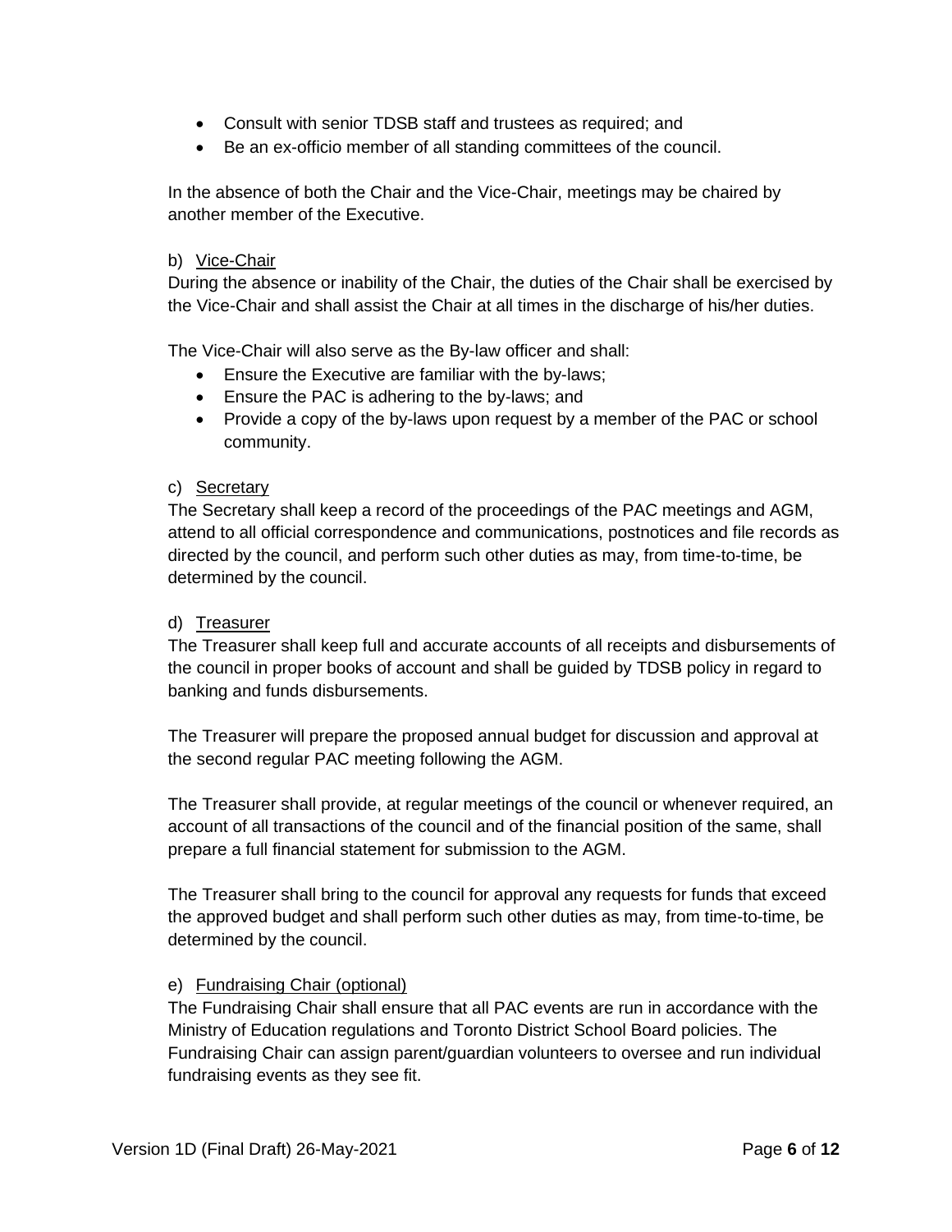- Consult with senior TDSB staff and trustees as required; and
- Be an ex-officio member of all standing committees of the council.

In the absence of both the Chair and the Vice-Chair, meetings may be chaired by another member of the Executive.

b) Vice-Chair

During the absence or inability of the Chair, the duties of the Chair shall be exercised by the Vice-Chair and shall assist the Chair at all times in the discharge of his/her duties.

The Vice-Chair will also serve as the By-law officer and shall:

- Ensure the Executive are familiar with the by-laws;
- Ensure the PAC is adhering to the by-laws; and
- Provide a copy of the by-laws upon request by a member of the PAC or school community.

c) Secretary

The Secretary shall keep a record of the proceedings of the PAC meetings and AGM, attend to all official correspondence and communications, postnotices and file records as directed by the council, and perform such other duties as may, from time-to-time, be determined by the council.

d) Treasurer

The Treasurer shall keep full and accurate accounts of all receipts and disbursements of the council in proper books of account and shall be guided by TDSB policy in regard to banking and funds disbursements.

The Treasurer will prepare the proposed annual budget for discussion and approval at the second regular PAC meeting following the AGM.

The Treasurer shall provide, at regular meetings of the council or whenever required, an account of all transactions of the council and of the financial position of the same, shall prepare a full financial statement for submission to the AGM.

The Treasurer shall bring to the council for approval any requests for funds that exceed the approved budget and shall perform such other duties as may, from time-to-time, be determined by the council.

e) Fundraising Chair (optional)

The Fundraising Chair shall ensure that all PAC events are run in accordance with the Ministry of Education regulations and Toronto District School Board policies. The Fundraising Chair can assign parent/guardian volunteers to oversee and run individual fundraising events as they see fit.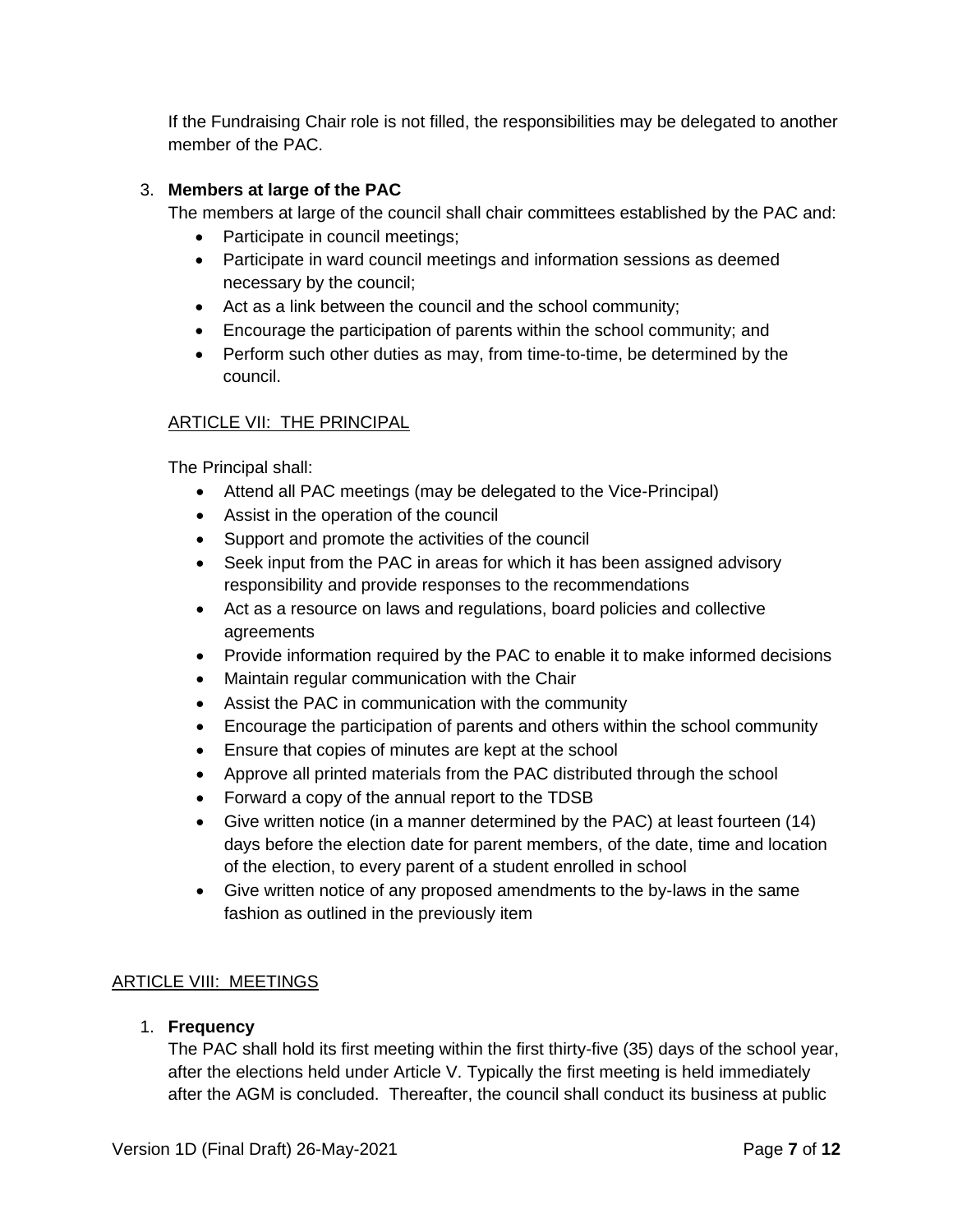If the Fundraising Chair role is not filled, the responsibilities may be delegated to another member of the PAC.

3. **Members at large of the PAC**

   The members at large of the council shall chair committees established by the PAC and:

   - Participate in council meetings;
   - Participate in ward council meetings and information sessions as deemed necessary by the council;
   - Act as a link between the council and the school community;
   - Encourage the participation of parents within the school community; and
   - Perform such other duties as may, from time-to-time, be determined by the council.

## ARTICLE VII: THE PRINCIPAL

The Principal shall:

- Attend all PAC meetings (may be delegated to the Vice-Principal)
- Assist in the operation of the council
- Support and promote the activities of the council
- Seek input from the PAC in areas for which it has been assigned advisory responsibility and provide responses to the recommendations
- Act as a resource on laws and regulations, board policies and collective agreements
- Provide information required by the PAC to enable it to make informed decisions
- Maintain regular communication with the Chair
- Assist the PAC in communication with the community
- Encourage the participation of parents and others within the school community
- Ensure that copies of minutes are kept at the school
- Approve all printed materials from the PAC distributed through the school
- Forward a copy of the annual report to the TDSB
- Give written notice (in a manner determined by the PAC) at least fourteen (14) days before the election date for parent members, of the date, time and location of the election, to every parent of a student enrolled in school
- Give written notice of any proposed amendments to the by-laws in the same fashion as outlined in the previously item

## ARTICLE VIII: MEETINGS

1. **Frequency**

   The PAC shall hold its first meeting within the first thirty-five (35) days of the school year, after the elections held under Article V. Typically the first meeting is held immediately after the AGM is concluded. Thereafter, the council shall conduct its business at public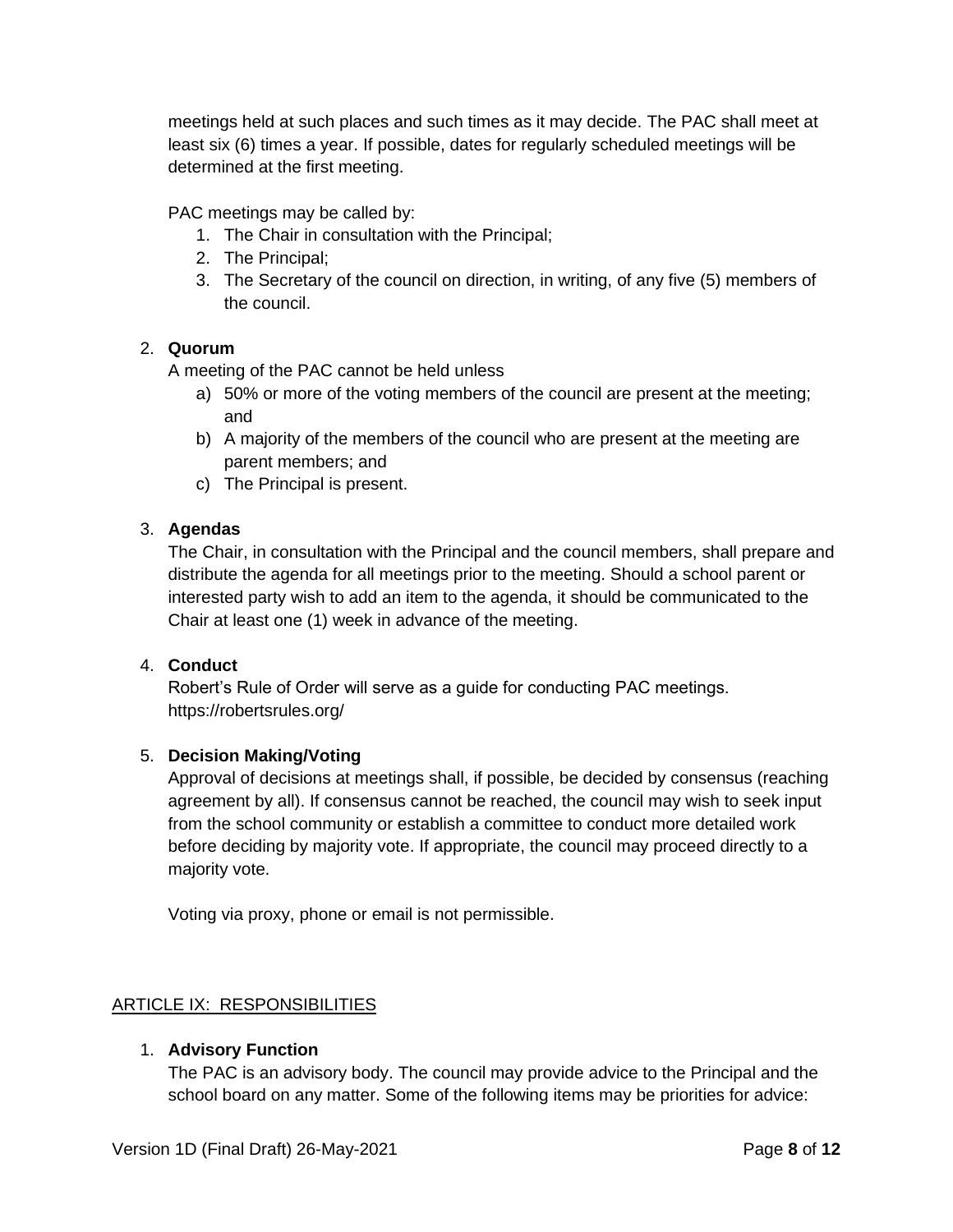meetings held at such places and such times as it may decide. The PAC shall meet at least six (6) times a year. If possible, dates for regularly scheduled meetings will be determined at the first meeting.

PAC meetings may be called by:

1. The Chair in consultation with the Principal;
2. The Principal;
3. The Secretary of the council on direction, in writing, of any five (5) members of the council.

2. **Quorum**

   A meeting of the PAC cannot be held unless

   a) 50% or more of the voting members of the council are present at the meeting; and
   b) A majority of the members of the council who are present at the meeting are parent members; and
   c) The Principal is present.

3. **Agendas**

   The Chair, in consultation with the Principal and the council members, shall prepare and distribute the agenda for all meetings prior to the meeting. Should a school parent or interested party wish to add an item to the agenda, it should be communicated to the Chair at least one (1) week in advance of the meeting.

4. **Conduct**

   Robert's Rule of Order will serve as a guide for conducting PAC meetings. https://robertsrules.org/

5. **Decision Making/Voting**

   Approval of decisions at meetings shall, if possible, be decided by consensus (reaching agreement by all). If consensus cannot be reached, the council may wish to seek input from the school community or establish a committee to conduct more detailed work before deciding by majority vote. If appropriate, the council may proceed directly to a majority vote.

   Voting via proxy, phone or email is not permissible.

## ARTICLE IX: RESPONSIBILITIES

1. **Advisory Function**

   The PAC is an advisory body. The council may provide advice to the Principal and the school board on any matter. Some of the following items may be priorities for advice: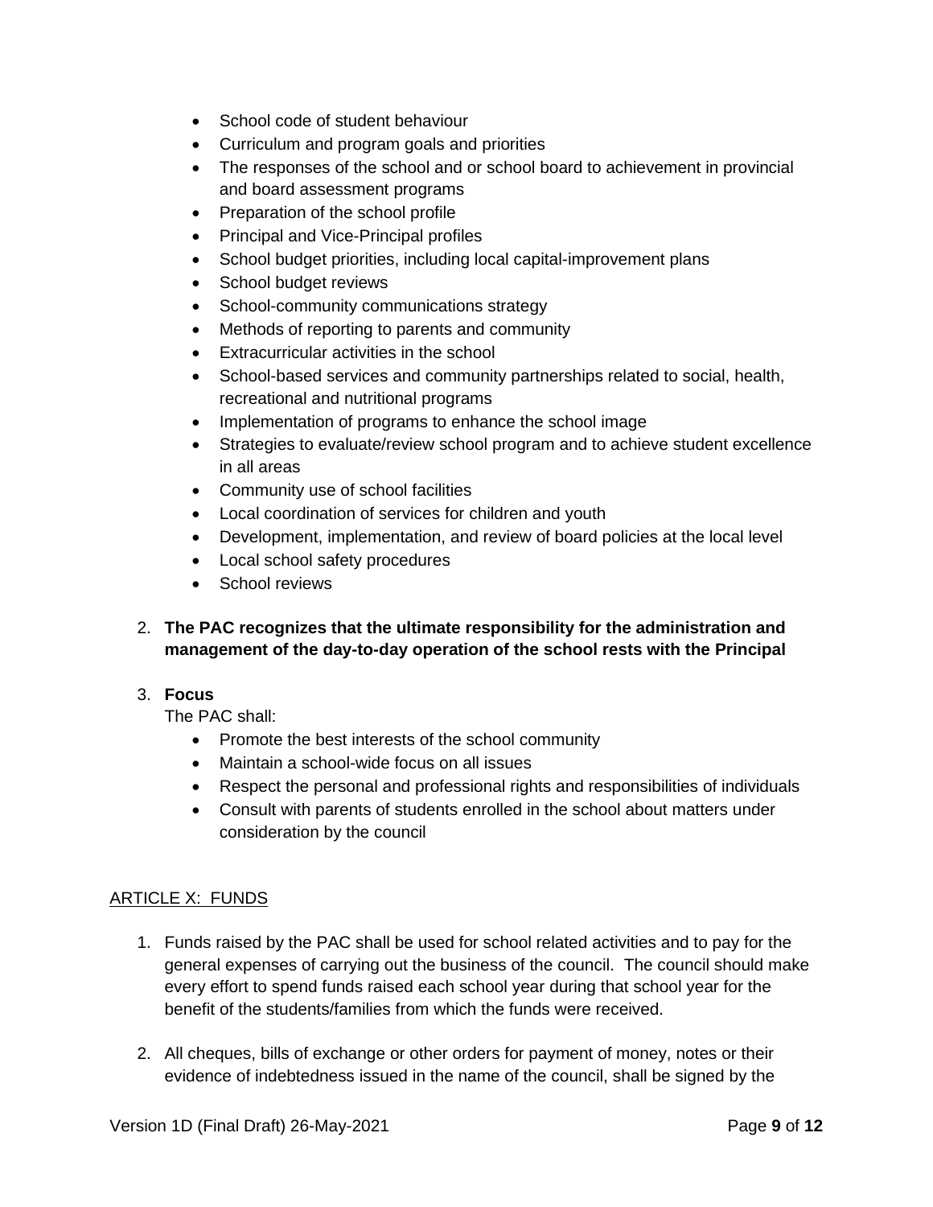- School code of student behaviour
- Curriculum and program goals and priorities
- The responses of the school and or school board to achievement in provincial and board assessment programs
- Preparation of the school profile
- Principal and Vice-Principal profiles
- School budget priorities, including local capital-improvement plans
- School budget reviews
- School-community communications strategy
- Methods of reporting to parents and community
- Extracurricular activities in the school
- School-based services and community partnerships related to social, health, recreational and nutritional programs
- Implementation of programs to enhance the school image
- Strategies to evaluate/review school program and to achieve student excellence in all areas
- Community use of school facilities
- Local coordination of services for children and youth
- Development, implementation, and review of board policies at the local level
- Local school safety procedures
- School reviews

2. **The PAC recognizes that the ultimate responsibility for the administration and management of the day-to-day operation of the school rests with the Principal**

3. **Focus**

   The PAC shall:
   - Promote the best interests of the school community
   - Maintain a school-wide focus on all issues
   - Respect the personal and professional rights and responsibilities of individuals
   - Consult with parents of students enrolled in the school about matters under consideration by the council

## ARTICLE X: FUNDS

1. Funds raised by the PAC shall be used for school related activities and to pay for the general expenses of carrying out the business of the council. The council should make every effort to spend funds raised each school year during that school year for the benefit of the students/families from which the funds were received.

2. All cheques, bills of exchange or other orders for payment of money, notes or their evidence of indebtedness issued in the name of the council, shall be signed by the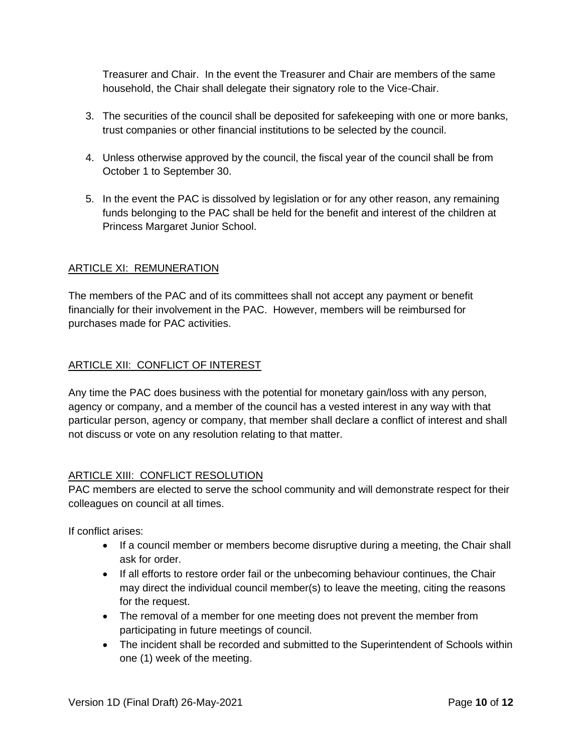Treasurer and Chair. In the event the Treasurer and Chair are members of the same household, the Chair shall delegate their signatory role to the Vice-Chair.

3. The securities of the council shall be deposited for safekeeping with one or more banks, trust companies or other financial institutions to be selected by the council.

4. Unless otherwise approved by the council, the fiscal year of the council shall be from October 1 to September 30.

5. In the event the PAC is dissolved by legislation or for any other reason, any remaining funds belonging to the PAC shall be held for the benefit and interest of the children at Princess Margaret Junior School.

## ARTICLE XI: REMUNERATION

The members of the PAC and of its committees shall not accept any payment or benefit financially for their involvement in the PAC. However, members will be reimbursed for purchases made for PAC activities.

## ARTICLE XII: CONFLICT OF INTEREST

Any time the PAC does business with the potential for monetary gain/loss with any person, agency or company, and a member of the council has a vested interest in any way with that particular person, agency or company, that member shall declare a conflict of interest and shall not discuss or vote on any resolution relating to that matter.

## ARTICLE XIII: CONFLICT RESOLUTION

PAC members are elected to serve the school community and will demonstrate respect for their colleagues on council at all times.

If conflict arises:

- If a council member or members become disruptive during a meeting, the Chair shall ask for order.
- If all efforts to restore order fail or the unbecoming behaviour continues, the Chair may direct the individual council member(s) to leave the meeting, citing the reasons for the request.
- The removal of a member for one meeting does not prevent the member from participating in future meetings of council.
- The incident shall be recorded and submitted to the Superintendent of Schools within one (1) week of the meeting.

Version 1D (Final Draft) 26-May-2021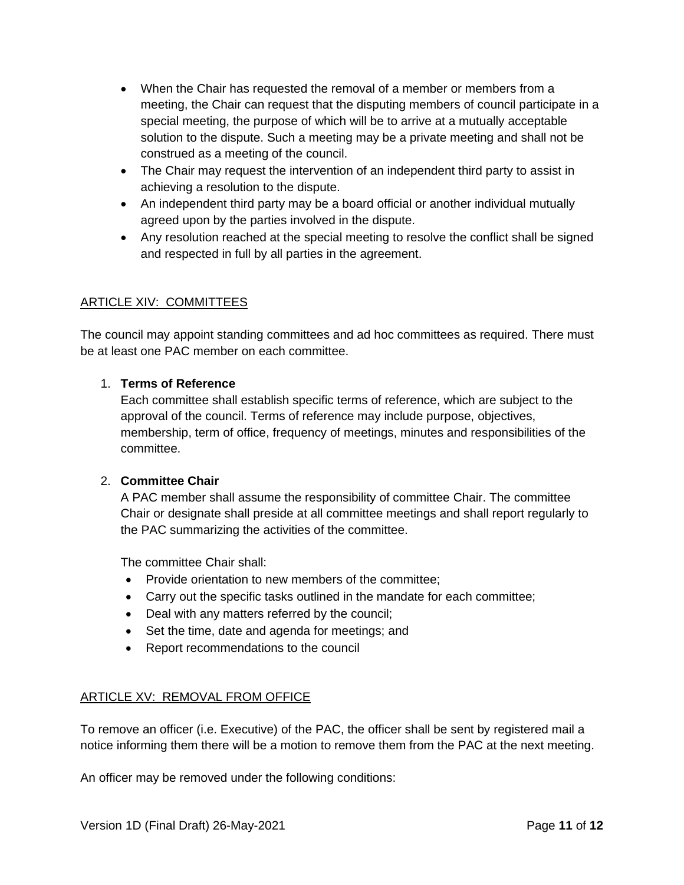- When the Chair has requested the removal of a member or members from a meeting, the Chair can request that the disputing members of council participate in a special meeting, the purpose of which will be to arrive at a mutually acceptable solution to the dispute. Such a meeting may be a private meeting and shall not be construed as a meeting of the council.
- The Chair may request the intervention of an independent third party to assist in achieving a resolution to the dispute.
- An independent third party may be a board official or another individual mutually agreed upon by the parties involved in the dispute.
- Any resolution reached at the special meeting to resolve the conflict shall be signed and respected in full by all parties in the agreement.

## ARTICLE XIV: COMMITTEES

The council may appoint standing committees and ad hoc committees as required. There must be at least one PAC member on each committee.

1. **Terms of Reference**
   Each committee shall establish specific terms of reference, which are subject to the approval of the council. Terms of reference may include purpose, objectives, membership, term of office, frequency of meetings, minutes and responsibilities of the committee.

2. **Committee Chair**
   A PAC member shall assume the responsibility of committee Chair. The committee Chair or designate shall preside at all committee meetings and shall report regularly to the PAC summarizing the activities of the committee.

   The committee Chair shall:
   - Provide orientation to new members of the committee;
   - Carry out the specific tasks outlined in the mandate for each committee;
   - Deal with any matters referred by the council;
   - Set the time, date and agenda for meetings; and
   - Report recommendations to the council

## ARTICLE XV: REMOVAL FROM OFFICE

To remove an officer (i.e. Executive) of the PAC, the officer shall be sent by registered mail a notice informing them there will be a motion to remove them from the PAC at the next meeting.

An officer may be removed under the following conditions: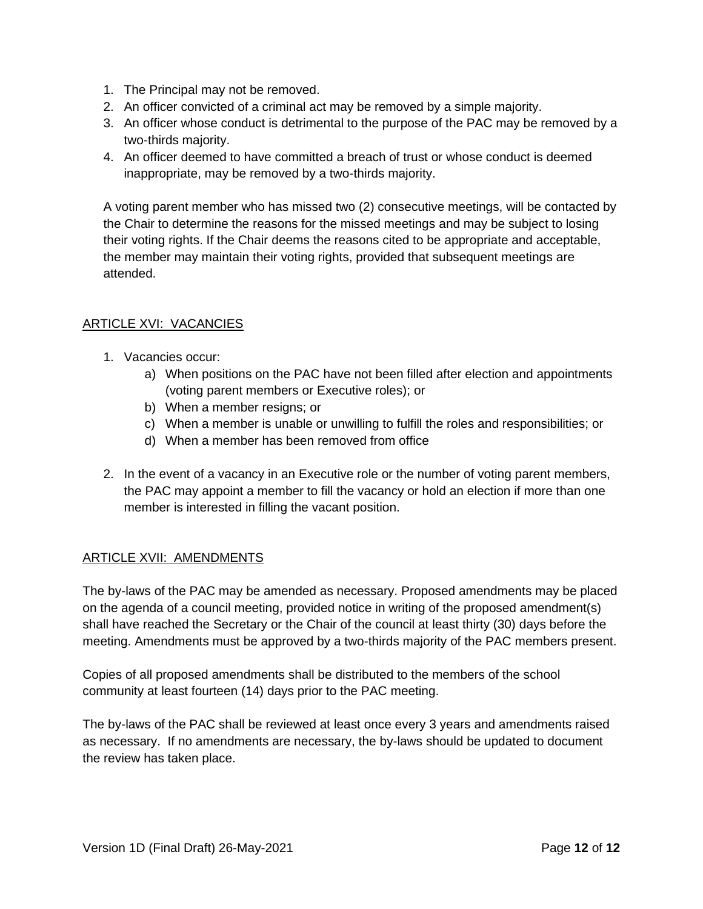1. The Principal may not be removed.
2. An officer convicted of a criminal act may be removed by a simple majority.
3. An officer whose conduct is detrimental to the purpose of the PAC may be removed by a two-thirds majority.
4. An officer deemed to have committed a breach of trust or whose conduct is deemed inappropriate, may be removed by a two-thirds majority.

A voting parent member who has missed two (2) consecutive meetings, will be contacted by the Chair to determine the reasons for the missed meetings and may be subject to losing their voting rights. If the Chair deems the reasons cited to be appropriate and acceptable, the member may maintain their voting rights, provided that subsequent meetings are attended.

## ARTICLE XVI: VACANCIES

1. Vacancies occur:
   a) When positions on the PAC have not been filled after election and appointments (voting parent members or Executive roles); or
   b) When a member resigns; or
   c) When a member is unable or unwilling to fulfill the roles and responsibilities; or
   d) When a member has been removed from office
2. In the event of a vacancy in an Executive role or the number of voting parent members, the PAC may appoint a member to fill the vacancy or hold an election if more than one member is interested in filling the vacant position.

## ARTICLE XVII: AMENDMENTS

The by-laws of the PAC may be amended as necessary. Proposed amendments may be placed on the agenda of a council meeting, provided notice in writing of the proposed amendment(s) shall have reached the Secretary or the Chair of the council at least thirty (30) days before the meeting. Amendments must be approved by a two-thirds majority of the PAC members present.

Copies of all proposed amendments shall be distributed to the members of the school community at least fourteen (14) days prior to the PAC meeting.

The by-laws of the PAC shall be reviewed at least once every 3 years and amendments raised as necessary. If no amendments are necessary, the by-laws should be updated to document the review has taken place.

Version 1D (Final Draft) 26-May-2021